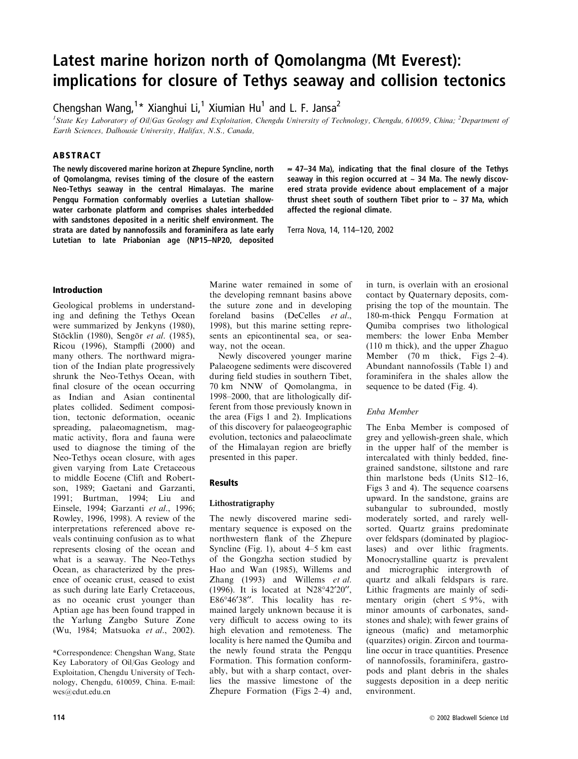# Latest marine horizon north of Qomolangma (Mt Everest): implications for closure of Tethys seaway and collision tectonics

Chengshan Wang,[1]* Xianghui Li,[1] Xiumian Hu[1] and L. F. Jansa[2]

[1]*State Key Laboratory of Oil/Gas Geology and Exploitation, Chengdu University of Technology, Chengdu, 610059, China;* [2]*Department of Earth Sciences, Dalhousie University, Halifax, N.S., Canada,*

## ABSTRACT

**The newly discovered marine horizon at Zhepure Syncline, north of Qomolangma, revises timing of the closure of the eastern Neo-Tethys seaway in the central Himalayas. The marine Pengqu Formation conformably overlies a Lutetian shallow-water carbonate platform and comprises shales interbedded with sandstones deposited in a neritic shelf environment. The strata are dated by nannofossils and foraminifera as late early Lutetian to late Priabonian age (NP15–NP20, deposited ≈ 47–34 Ma), indicating that the final closure of the Tethys seaway in this region occurred at ~ 34 Ma. The newly discovered strata provide evidence about emplacement of a major thrust sheet south of southern Tibet prior to ~ 37 Ma, which affected the regional climate.**

Terra Nova, 14, 114–120, 2002

## Introduction

Geological problems in understanding and defining the Tethys Ocean were summarized by Jenkyns (1980), Stöcklin (1980), Sengör *et al.* (1985), Ricou (1996), Stampfli (2000) and many others. The northward migration of the Indian plate progressively shrunk the Neo-Tethys Ocean, with final closure of the ocean occurring as Indian and Asian continental plates collided. Sediment composition, tectonic deformation, oceanic spreading, palaeomagnetism, magmatic activity, flora and fauna were used to diagnose the timing of the Neo-Tethys ocean closure, with ages given varying from Late Cretaceous to middle Eocene (Clift and Robertson, 1989; Gaetani and Garzanti, 1991; Burtman, 1994; Liu and Einsele, 1994; Garzanti *et al.*, 1996; Rowley, 1996, 1998). A review of the interpretations referenced above reveals continuing confusion as to what represents closing of the ocean and what is a seaway. The Neo-Tethys Ocean, as characterized by the presence of oceanic crust, ceased to exist as such during late Early Cretaceous, as no oceanic crust younger than Aptian age has been found trapped in the Yarlung Zangbo Suture Zone (Wu, 1984; Matsuoka *et al.*, 2002). Marine water remained in some of the developing remnant basins above the suture zone and in developing foreland basins (DeCelles *et al.*, 1998), but this marine setting represents an epicontinental sea, or seaway, not the ocean.

Newly discovered younger marine Palaeogene sediments were discovered during field studies in southern Tibet, 70 km NNW of Qomolangma, in 1998–2000, that are lithologically different from those previously known in the area (Figs 1 and 2). Implications of this discovery for palaeogeographic evolution, tectonics and palaeoclimate of the Himalayan region are briefly presented in this paper.

*Correspondence: Chengshan Wang, State Key Laboratory of Oil/Gas Geology and Exploitation, Chengdu University of Technology, Chengdu, 610059, China. E-mail: wcs@cdut.edu.cn

## Results

### Lithostratigraphy

The newly discovered marine sedimentary sequence is exposed on the northwestern flank of the Zhepure Syncline (Fig. 1), about 4–5 km east of the Gongzha section studied by Hao and Wan (1985), Willems and Zhang (1993) and Willems *et al.* (1996). It is located at N28°42′20″, E86°46′38″. This locality has remained largely unknown because it is very difficult to access owing to its high elevation and remoteness. The locality is here named the Qumiba and the newly found strata the Pengqu Formation. This formation conformably, but with a sharp contact, overlies the massive limestone of the Zhepure Formation (Figs 2–4) and, in turn, is overlain with an erosional contact by Quaternary deposits, comprising the top of the mountain. The 180-m-thick Pengqu Formation at Qumiba comprises two lithological members: the lower Enba Member (110 m thick), and the upper Zhaguo Member (70 m thick, Figs 2–4). Abundant nannofossils (Table 1) and foraminifera in the shales allow the sequence to be dated (Fig. 4).

#### *Enba Member*

The Enba Member is composed of grey and yellowish-green shale, which in the upper half of the member is intercalated with thinly bedded, fine-grained sandstone, siltstone and rare thin marlstone beds (Units S12–16, Figs 3 and 4). The sequence coarsens upward. In the sandstone, grains are subangular to subrounded, mostly moderately sorted, and rarely well-sorted. Quartz grains predominate over feldspars (dominated by plagioclases) and over lithic fragments. Monocrystalline quartz is prevalent and micrographic intergrowth of quartz and alkali feldspars is rare. Lithic fragments are mainly of sedimentary origin (chert ≤ 9%, with minor amounts of carbonates, sandstones and shale); with fewer grains of igneous (mafic) and metamorphic (quarzites) origin. Zircon and tourmaline occur in trace quantities. Presence of nannofossils, foraminifera, gastropods and plant debris in the shales suggests deposition in a deep neritic environment.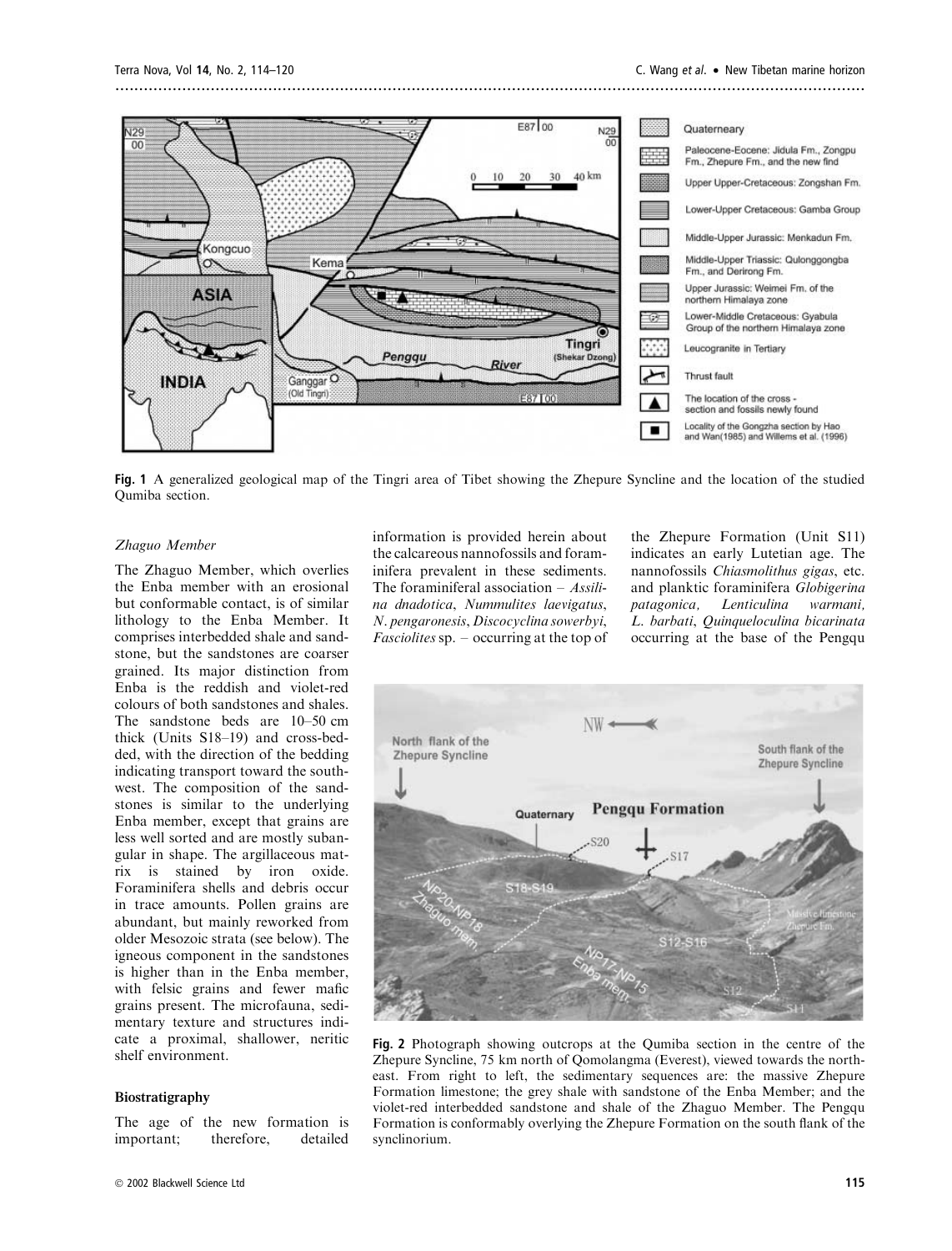Fig. 1 A generalized geological map of the Tingri area of Tibet showing the Zhepure Syncline and the location of the studied Qumiba section.

*Zhaguo Member*

The Zhaguo Member, which overlies the Enba member with an erosional but conformable contact, is of similar lithology to the Enba Member. It comprises interbedded shale and sandstone, but the sandstones are coarser grained. Its major distinction from Enba is the reddish and violet-red colours of both sandstones and shales. The sandstone beds are 10–50 cm thick (Units S18–19) and cross-bedded, with the direction of the bedding indicating transport toward the southwest. The composition of the sandstones is similar to the underlying Enba member, except that grains are less well sorted and are mostly subangular in shape. The argillaceous matrix is stained by iron oxide. Foraminifera shells and debris occur in trace amounts. Pollen grains are abundant, but mainly reworked from older Mesozoic strata (see below). The igneous component in the sandstones is higher than in the Enba member, with felsic grains and fewer mafic grains present. The microfauna, sedimentary texture and structures indicate a proximal, shallower, neritic shelf environment.

## Biostratigraphy

The age of the new formation is important; therefore, detailed information is provided herein about the calcareous nannofossils and foraminifera prevalent in these sediments. The foraminiferal association – *Assilina dnadotica*, *Nummulites laevigatus*, *N. pengaronesis*, *Discocyclina sowerbyi*, *Fasciolites* sp. – occurring at the top of the Zhepure Formation (Unit S11) indicates an early Lutetian age. The nannofossils *Chiasmolithus gigas*, etc. and planktic foraminifera *Globigerina patagonica*, *Lenticulina warmani*, *L. barbati*, *Quinqueloculina bicarinata* occurring at the base of the Pengqu

Fig. 2 Photograph showing outcrops at the Qumiba section in the centre of the Zhepure Syncline, 75 km north of Qomolangma (Everest), viewed towards the northeast. From right to left, the sedimentary sequences are: the massive Zhepure Formation limestone; the grey shale with sandstone of the Enba Member; and the violet-red interbedded sandstone and shale of the Zhaguo Member. The Pengqu Formation is conformably overlying the Zhepure Formation on the south flank of the synclinorium.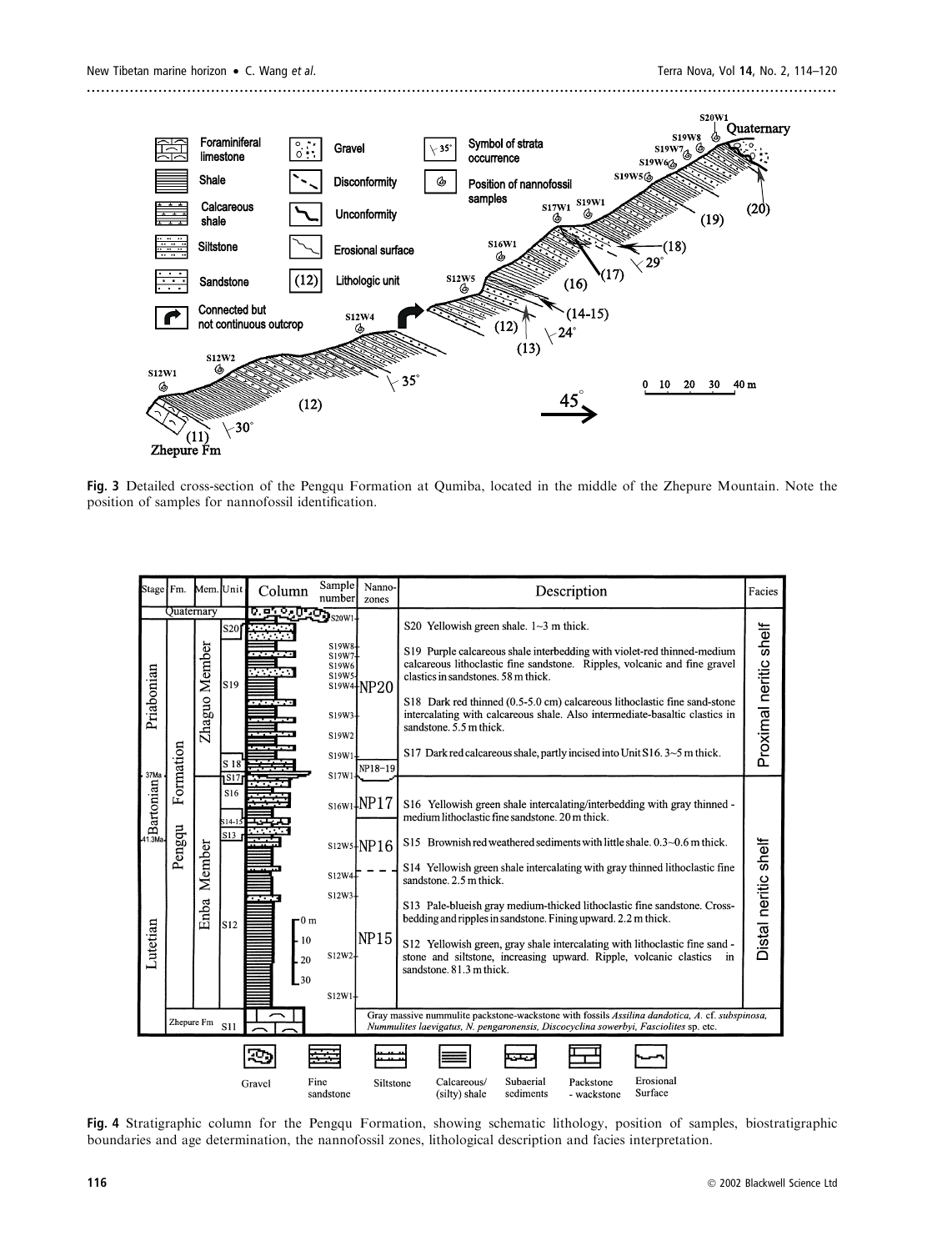**Fig. 3** Detailed cross-section of the Pengqu Formation at Qumiba, located in the middle of the Zhepure Mountain. Note the position of samples for nannofossil identification.

**Fig. 4** Stratigraphic column for the Pengqu Formation, showing schematic lithology, position of samples, biostratigraphic boundaries and age determination, the nannofossil zones, lithological description and facies interpretation.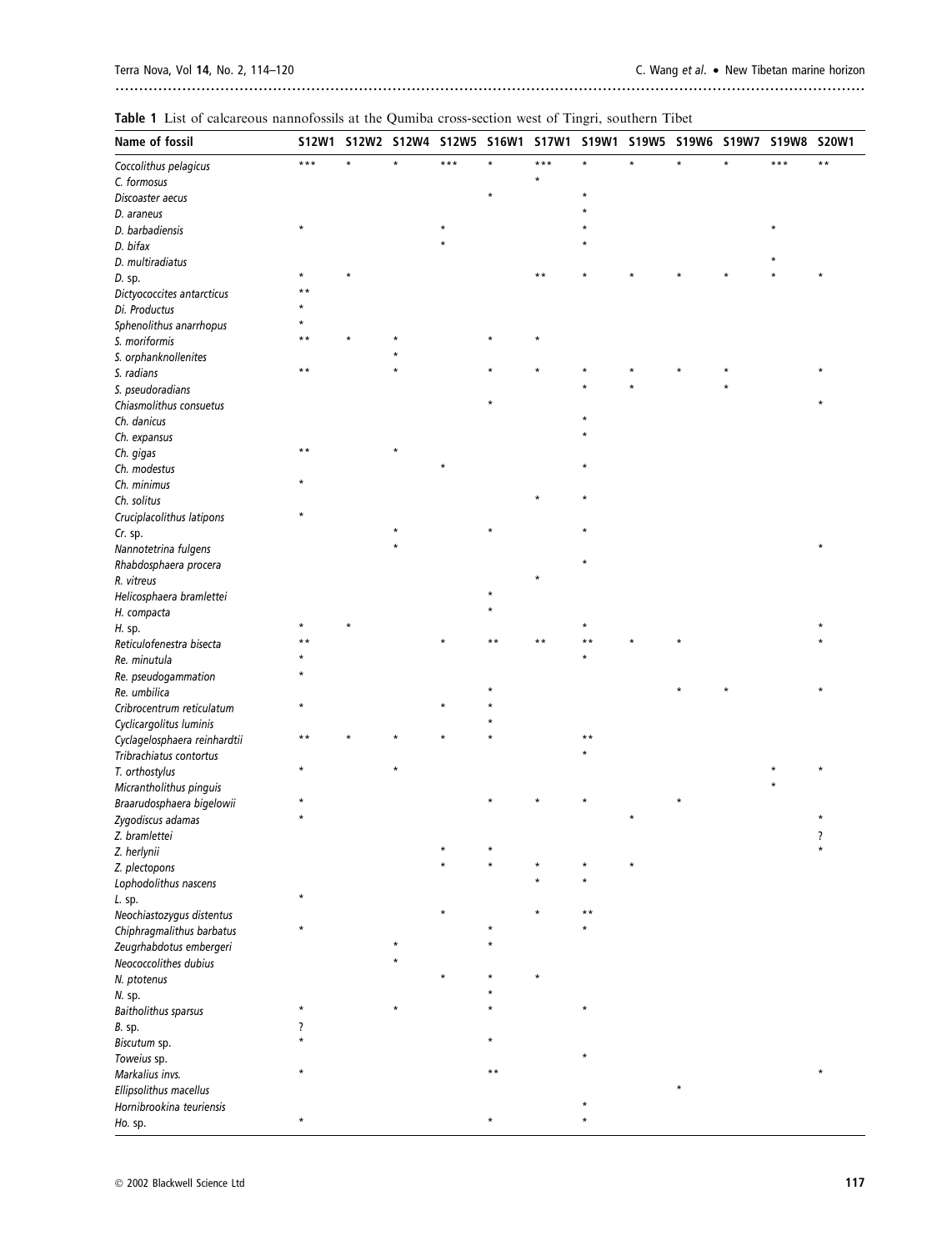**Table 1** List of calcareous nannofossils at the Qumiba cross-section west of Tingri, southern Tibet

| Name of fossil | S12W1 | S12W2 | S12W4 | S12W5 | S16W1 | S17W1 | S19W1 | S19W5 | S19W6 | S19W7 | S19W8 | S20W1 |
|---|---|---|---|---|---|---|---|---|---|---|---|---|
| *Coccolithus pelagicus* | *** | * | * | *** | * | *** | * | * | * | * | *** | ** |
| *C. formosus* | | | | | | * | | | | | | |
| *Discoaster aecus* | | | | | * | | * | | | | | |
| *D. araneus* | | | | | | | * | | | | | |
| *D. barbadiensis* | * | | | * | | | * | | | | * | |
| *D. bifax* | | | | * | | | * | | | | | |
| *D. multiradiatus* | | | | | | | | | | | * | |
| *D.* sp. | * | * | | | | ** | * | * | * | * | * | * |
| *Dictyococcites antarcticus* | ** | | | | | | | | | | | |
| *Di. Productus* | * | | | | | | | | | | | |
| *Sphenolithus anarrhopus* | * | | | | | | | | | | | |
| *S. moriformis* | ** | * | * | | * | * | | | | | | |
| *S. orphanknollenites* | | | * | | | | | | | | | |
| *S. radians* | ** | | * | | * | * | * | * | * | * | | * |
| *S. pseudoradians* | | | | | | | * | * | | * | | |
| *Chiasmolithus consuetus* | | | | | * | | | | | | | * |
| *Ch. danicus* | | | | | | | * | | | | | |
| *Ch. expansus* | | | | | | | * | | | | | |
| *Ch. gigas* | ** | | * | | | | | | | | | |
| *Ch. modestus* | | | | * | | | * | | | | | |
| *Ch. minimus* | * | | | | | | | | | | | |
| *Ch. solitus* | | | | | | * | * | | | | | |
| *Cruciplacolithus latipons* | * | | | | | | | | | | | |
| *Cr.* sp. | | | * | | * | | * | | | | | |
| *Nannotetrina fulgens* | | | * | | | | | | | | | * |
| *Rhabdosphaera procera* | | | | | | | * | | | | | |
| *R. vitreus* | | | | | | * | | | | | | |
| *Helicosphaera bramlettei* | | | | | * | | | | | | | |
| *H. compacta* | | | | | * | | | | | | | |
| *H.* sp. | * | * | | | | | * | | | | | * |
| *Reticulofenestra bisecta* | ** | | | * | ** | ** | ** | * | * | | | * |
| *Re. minutula* | * | | | | | | * | | | | | |
| *Re. pseudogammation* | * | | | | | | | | | | | |
| *Re. umbilica* | | | | | * | | | | * | * | | * |
| *Cribrocentrum reticulatum* | * | | | * | * | | | | | | | |
| *Cyclicargolitus luminis* | | | | | * | | | | | | | |
| *Cyclagelosphaera reinhardtii* | ** | * | * | * | * | | ** | | | | | |
| *Tribrachiatus contortus* | | | | | | | * | | | | | |
| *T. orthostylus* | * | | * | | | | | | | | * | * |
| *Micrantholithus pinguis* | | | | | | | | | | | * | |
| *Braarudosphaera bigelowii* | * | | | | * | * | * | | * | | | |
| *Zygodiscus adamas* | * | | | | | | | * | | | | * |
| *Z. bramlettei* | | | | | | | | | | | | ? |
| *Z. herlynii* | | | | * | * | | | | | | | * |
| *Z. plectopons* | | | | * | * | * | * | * | | | | |
| *Lophodolithus nascens* | | | | | | * | * | | | | | |
| *L.* sp. | * | | | | | | | | | | | |
| *Neochiastozygus distentus* | | | | * | | * | ** | | | | | |
| *Chiphragmalithus barbatus* | * | | | | * | | * | | | | | |
| *Zeugrhabdotus embergeri* | | | * | | * | | | | | | | |
| *Neococcolithes dubius* | | | * | | | | | | | | | |
| *N. ptotenus* | | | | * | * | * | | | | | | |
| *N.* sp. | | | | | * | | | | | | | |
| *Baitholithus sparsus* | * | | * | | * | | * | | | | | |
| *B.* sp. | ? | | | | | | | | | | | |
| *Biscutum* sp. | * | | | | * | | | | | | | |
| *Toweius* sp. | | | | | | | * | | | | | |
| *Markalius invs.* | * | | | | ** | | | | | | | * |
| *Ellipsolithus macellus* | | | | | | | | | * | | | |
| *Hornibrookina teuriensis* | | | | | | | * | | | | | |
| *Ho.* sp. | * | | | | * | | * | | | | | |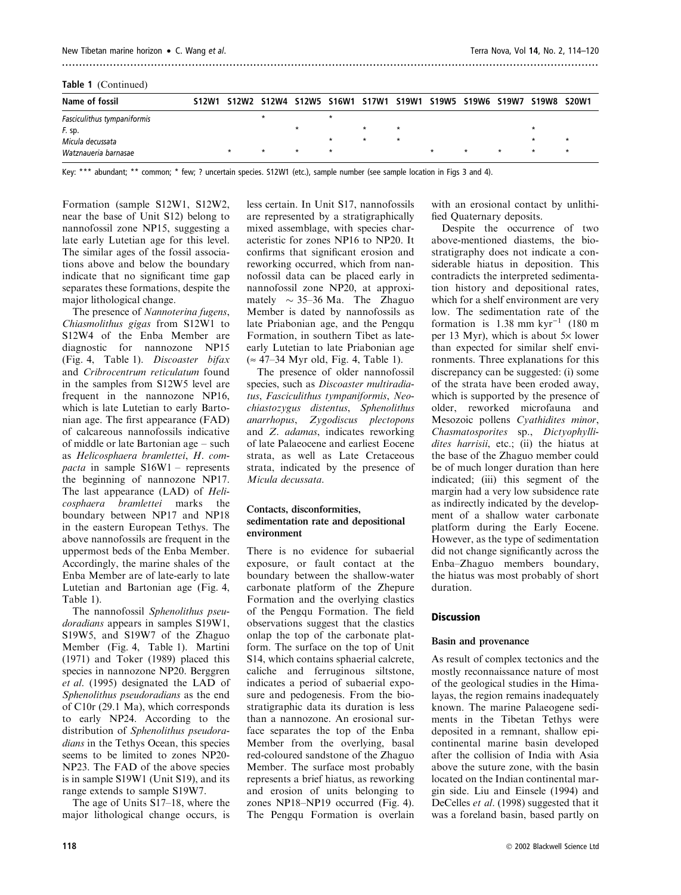**Table 1** (Continued)

| Name of fossil | S12W1 | S12W2 | S12W4 | S12W5 | S16W1 | S17W1 | S19W1 | S19W5 | S19W6 | S19W7 | S19W8 | S20W1 |
|---|---|---|---|---|---|---|---|---|---|---|---|---|
| *Fasciculithus tympaniformis* | | | * | | * | | | | | | | |
| *F.* sp. | | | | * | | * | * | | | | * | |
| *Micula decussata* | | | | | * | * | * | | | | * | * |
| *Watznaueria barnasae* | | * | * | * | * | | | * | * | * | * | * |

Key: *** abundant; ** common; * few; ? uncertain species. S12W1 (etc.), sample number (see sample location in Figs 3 and 4).

Formation (sample S12W1, S12W2, near the base of Unit S12) belong to nannofossil zone NP15, suggesting a late early Lutetian age for this level. The similar ages of the fossil associations above and below the boundary indicate that no significant time gap separates these formations, despite the major lithological change.

The presence of *Nannoterina fugens*, *Chiasmolithus gigas* from S12W1 to S12W4 of the Enba Member are diagnostic for nannozone NP15 (Fig. 4, Table 1). *Discoaster bifax* and *Cribrocentrum reticulatum* found in the samples from S12W5 level are frequent in the nannozone NP16, which is late Lutetian to early Bartonian age. The first appearance (FAD) of calcareous nannofossils indicative of middle or late Bartonian age – such as *Helicosphaera bramlettei*, *H. compacta* in sample S16W1 – represents the beginning of nannozone NP17. The last appearance (LAD) of *Helicosphaera bramlettei* marks the boundary between NP17 and NP18 in the eastern European Tethys. The above nannofossils are frequent in the uppermost beds of the Enba Member. Accordingly, the marine shales of the Enba Member are of late-early to late Lutetian and Bartonian age (Fig. 4, Table 1).

The nannofossil *Sphenolithus pseudoradians* appears in samples S19W1, S19W5, and S19W7 of the Zhaguo Member (Fig. 4, Table 1). Martini (1971) and Toker (1989) placed this species in nannozone NP20. Berggren *et al.* (1995) designated the LAD of *Sphenolithus pseudoradians* as the end of C10r (29.1 Ma), which corresponds to early NP24. According to the distribution of *Sphenolithus pseudoradians* in the Tethys Ocean, this species seems to be limited to zones NP20-NP23. The FAD of the above species is in sample S19W1 (Unit S19), and its range extends to sample S19W7.

The age of Units S17–18, where the major lithological change occurs, is less certain. In Unit S17, nannofossils are represented by a stratigraphically mixed assemblage, with species characteristic for zones NP16 to NP20. It confirms that significant erosion and reworking occurred, which from nannofossil data can be placed early in nannofossil zone NP20, at approximately ~ 35–36 Ma. The Zhaguo Member is dated by nannofossils as late Priabonian age, and the Pengqu Formation, in southern Tibet as late-early Lutetian to late Priabonian age (≈ 47–34 Myr old, Fig. 4, Table 1).

The presence of older nannofossil species, such as *Discoaster multiradiatus*, *Fasciculithus tympaniformis*, *Neochiastozygus distentus*, *Sphenolithus anarrhopus*, *Zygodiscus plectopons* and *Z. adamas*, indicates reworking of late Palaeocene and earliest Eocene strata, as well as Late Cretaceous strata, indicated by the presence of *Micula decussata*.

### Contacts, disconformities, sedimentation rate and depositional environment

There is no evidence for subaerial exposure, or fault contact at the boundary between the shallow-water carbonate platform of the Zhepure Formation and the overlying clastics of the Pengqu Formation. The field observations suggest that the clastics onlap the top of the carbonate platform. The surface on the top of Unit S14, which contains sphaerial calcrete, caliche and ferruginous siltstone, indicates a period of subaerial exposure and pedogenesis. From the biostratigraphic data its duration is less than a nannozone. An erosional surface separates the top of the Enba Member from the overlying, basal red-coloured sandstone of the Zhaguo Member. The surface most probably represents a brief hiatus, as reworking and erosion of units belonging to zones NP18–NP19 occurred (Fig. 4). The Pengqu Formation is overlain with an erosional contact by unlithified Quaternary deposits.

Despite the occurrence of two above-mentioned diastems, the biostratigraphy does not indicate a considerable hiatus in deposition. This contradicts the interpreted sedimentation history and depositional rates, which for a shelf environment are very low. The sedimentation rate of the formation is 1.38 mm $kyr^{-1}$ (180 m per 13 Myr), which is about 5× lower than expected for similar shelf environments. Three explanations for this discrepancy can be suggested: (i) some of the strata have been eroded away, which is supported by the presence of older, reworked microfauna and Mesozoic pollens *Cyathidites minor*, *Chasmatosporites* sp., *Dictyophyllidites harrisii*, etc.; (ii) the hiatus at the base of the Zhaguo member could be of much longer duration than here indicated; (iii) this segment of the margin had a very low subsidence rate as indirectly indicated by the development of a shallow water carbonate platform during the Early Eocene. However, as the type of sedimentation did not change significantly across the Enba–Zhaguo members boundary, the hiatus was most probably of short duration.

## Discussion

### Basin and provenance

As result of complex tectonics and the mostly reconnaissance nature of most of the geological studies in the Himalayas, the region remains inadequately known. The marine Palaeogene sediments in the Tibetan Tethys were deposited in a remnant, shallow epicontinental marine basin developed after the collision of India with Asia above the suture zone, with the basin located on the Indian continental margin side. Liu and Einsele (1994) and DeCelles *et al.* (1998) suggested that it was a foreland basin, based partly on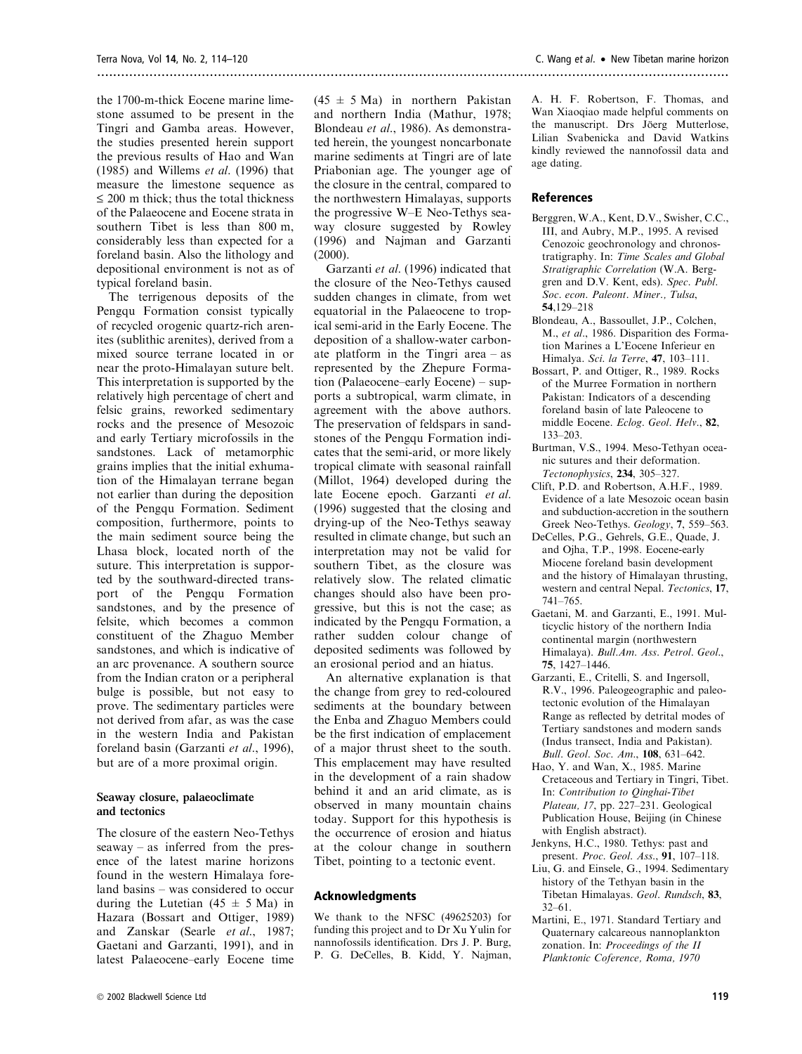the 1700-m-thick Eocene marine limestone assumed to be present in the Tingri and Gamba areas. However, the studies presented herein support the previous results of Hao and Wan (1985) and Willems *et al.* (1996) that measure the limestone sequence as ≤ 200 m thick; thus the total thickness of the Palaeocene and Eocene strata in southern Tibet is less than 800 m, considerably less than expected for a foreland basin. Also the lithology and depositional environment is not as of typical foreland basin.

The terrigenous deposits of the Pengqu Formation consist typically of recycled orogenic quartz-rich arenites (sublithic arenites), derived from a mixed source terrane located in or near the proto-Himalayan suture belt. This interpretation is supported by the relatively high percentage of chert and felsic grains, reworked sedimentary rocks and the presence of Mesozoic and early Tertiary microfossils in the sandstones. Lack of metamorphic grains implies that the initial exhumation of the Himalayan terrane began not earlier than during the deposition of the Pengqu Formation. Sediment composition, furthermore, points to the main sediment source being the Lhasa block, located north of the suture. This interpretation is supported by the southward-directed transport of the Pengqu Formation sandstones, and by the presence of felsite, which becomes a common constituent of the Zhaguo Member sandstones, and which is indicative of an arc provenance. A southern source from the Indian craton or a peripheral bulge is possible, but not easy to prove. The sedimentary particles were not derived from afar, as was the case in the western India and Pakistan foreland basin (Garzanti *et al.*, 1996), but are of a more proximal origin.

## Seaway closure, palaeoclimate and tectonics

The closure of the eastern Neo-Tethys seaway – as inferred from the presence of the latest marine horizons found in the western Himalaya foreland basins – was considered to occur during the Lutetian (45 ± 5 Ma) in Hazara (Bossart and Ottiger, 1989) and Zanskar (Searle *et al.*, 1996; Gaetani and Garzanti, 1991), and in latest Palaeocene–early Eocene time (45 ± 5 Ma) in northern Pakistan and northern India (Mathur, 1978; Blondeau *et al.*, 1986). As demonstrated herein, the youngest noncarbonate marine sediments at Tingri are of late Priabonian age. The younger age of the closure in the central, compared to the northwestern Himalayas, supports the progressive W–E Neo-Tethys seaway closure suggested by Rowley (1996) and Najman and Garzanti (2000).

Garzanti *et al.* (1996) indicated that the closure of the Neo-Tethys caused sudden changes in climate, from wet equatorial in the Palaeocene to tropical semi-arid in the Early Eocene. The deposition of a shallow-water carbonate platform in the Tingri area – as represented by the Zhepure Formation (Palaeocene–early Eocene) – supports a subtropical, warm climate, in agreement with the above authors. The preservation of feldspars in sandstones of the Pengqu Formation indicates that the semi-arid, or more likely tropical climate with seasonal rainfall (Millot, 1964) developed during the late Eocene epoch. Garzanti *et al.* (1996) suggested that the closing and drying-up of the Neo-Tethys seaway resulted in climate change, but such an interpretation may not be valid for southern Tibet, as the closure was relatively slow. The related climatic changes should also have been progressive, but this is not the case; as indicated by the Pengqu Formation, a rather sudden colour change of deposited sediments was followed by an erosional period and an hiatus.

An alternative explanation is that the change from grey to red-coloured sediments at the boundary between the Enba and Zhaguo Members could be the first indication of emplacement of a major thrust sheet to the south. This emplacement may have resulted in the development of a rain shadow behind it and an arid climate, as is observed in many mountain chains today. Support for this hypothesis is the occurrence of erosion and hiatus at the colour change in southern Tibet, pointing to a tectonic event.

## Acknowledgments

We thank to the NFSC (49625203) for funding this project and to Dr Xu Yulin for nannofossils identification. Drs J. P. Burg, P. G. DeCelles, B. Kidd, Y. Najman, A. H. F. Robertson, F. Thomas, and Wan Xiaoqiao made helpful comments on the manuscript. Drs Jöerg Mutterlose, Lilian Svabenicka and David Watkins kindly reviewed the nannofossil data and age dating.

## References

Berggren, W.A., Kent, D.V., Swisher, C.C., III, and Aubry, M.P., 1995. A revised Cenozoic geochronology and chronostratigraphy. In: *Time Scales and Global Stratigraphic Correlation* (W.A. Berggren and D.V. Kent, eds). *Spec. Publ. Soc. econ. Paleont. Miner., Tulsa*, **54**,129–218

Blondeau, A., Bassoullet, J.P., Colchen, M., *et al.*, 1986. Disparition des Formations Marines a L'Eocene Inferieur en Himalya. *Sci. la Terre*, **47**, 103–111.

Bossart, P. and Ottiger, R., 1989. Rocks of the Murree Formation in northern Pakistan: Indicators of a descending foreland basin of late Paleocene to middle Eocene. *Eclog. Geol. Helv.*, **82**, 133–203.

Burtman, V.S., 1994. Meso-Tethyan oceanic sutures and their deformation. *Tectonophysics*, **234**, 305–327.

Clift, P.D. and Robertson, A.H.F., 1989. Evidence of a late Mesozoic ocean basin and subduction-accretion in the southern Greek Neo-Tethys. *Geology*, **7**, 559–563.

DeCelles, P.G., Gehrels, G.E., Quade, J. and Ojha, T.P., 1998. Eocene-early Miocene foreland basin development and the history of Himalayan thrusting, western and central Nepal. *Tectonics*, **17**, 741–765.

Gaetani, M. and Garzanti, E., 1991. Multicyclic history of the northern India continental margin (northwestern Himalaya). *Bull.Am. Ass. Petrol. Geol.*, **75**, 1427–1446.

Garzanti, E., Critelli, S. and Ingersoll, R.V., 1996. Paleogeographic and paleotectonic evolution of the Himalayan Range as reflected by detrital modes of Tertiary sandstones and modern sands (Indus transect, India and Pakistan). *Bull. Geol. Soc. Am.*, **108**, 631–642.

Hao, Y. and Wan, X., 1985. Marine Cretaceous and Tertiary in Tingri, Tibet. In: *Contribution to Qinghai-Tibet Plateau, 17*, pp. 227–231. Geological Publication House, Beijing (in Chinese with English abstract).

Jenkyns, H.C., 1980. Tethys: past and present. *Proc. Geol. Ass.*, **91**, 107–118.

Liu, G. and Einsele, G., 1994. Sedimentary history of the Tethyan basin in the Tibetan Himalayas. *Geol. Rundsch*, **83**, 32–61.

Martini, E., 1971. Standard Tertiary and Quaternary calcareous nannoplankton zonation. In: *Proceedings of the II Planktonic Coference, Roma, 1970*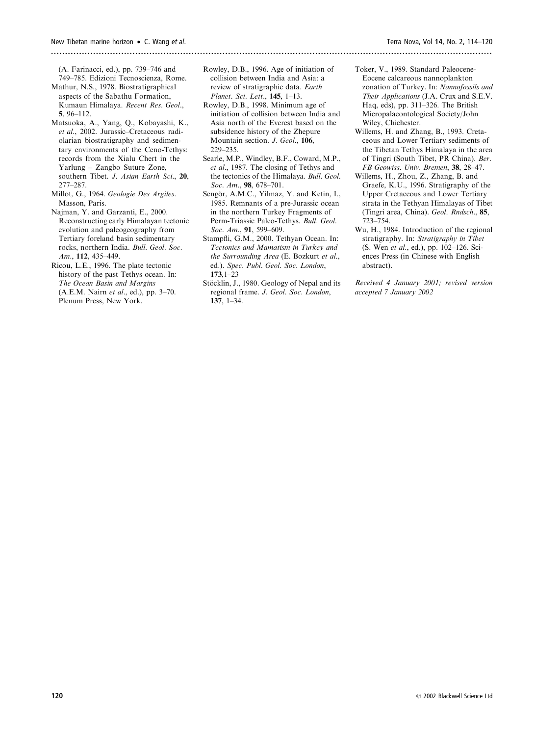(A. Farinacci, ed.), pp. 739–746 and 749–785. Edizioni Tecnoscienza, Rome.

Mathur, N.S., 1978. Biostratigraphical aspects of the Sabathu Formation, Kumaun Himalaya. *Recent Res. Geol.*, **5**, 96–112.

Matsuoka, A., Yang, Q., Kobayashi, K., *et al.*, 2002. Jurassic–Cretaceous radiolarian biostratigraphy and sedimentary environments of the Ceno-Tethys: records from the Xialu Chert in the Yarlung – Zangbo Suture Zone, southern Tibet. *J. Asian Earth Sci.*, **20**, 277–287.

Millot, G., 1964. *Geologie Des Argiles*. Masson, Paris.

Najman, Y. and Garzanti, E., 2000. Reconstructing early Himalayan tectonic evolution and paleogeography from Tertiary foreland basin sedimentary rocks, northern India. *Bull. Geol. Soc. Am.*, **112**, 435–449.

Ricou, L.E., 1996. The plate tectonic history of the past Tethys ocean. In: *The Ocean Basin and Margins* (A.E.M. Nairn *et al.*, ed.), pp. 3–70. Plenum Press, New York.

Rowley, D.B., 1996. Age of initiation of collision between India and Asia: a review of stratigraphic data. *Earth Planet. Sci. Lett.*, **145**, 1–13.

Rowley, D.B., 1998. Minimum age of initiation of collision between India and Asia north of the Everest based on the subsidence history of the Zhepure Mountain section. *J. Geol.*, **106**, 229–235.

Searle, M.P., Windley, B.F., Coward, M.P., *et al.*, 1987. The closing of Tethys and the tectonics of the Himalaya. *Bull. Geol. Soc. Am.*, **98**, 678–701.

Sengör, A.M.C., Yilmaz, Y. and Ketin, I., 1985. Remnants of a pre-Jurassic ocean in the northern Turkey Fragments of Perm-Triassic Paleo-Tethys. *Bull. Geol. Soc. Am.*, **91**, 599–609.

Stampfli, G.M., 2000. Tethyan Ocean. In: *Tectonics and Mamatism in Turkey and the Surrounding Area* (E. Bozkurt *et al.*, ed.). *Spec. Publ. Geol. Soc. London*, **173**,1–23

Stöcklin, J., 1980. Geology of Nepal and its regional frame. *J. Geol. Soc. London*, **137**, 1–34.

Toker, V., 1989. Standard Paleocene-Eocene calcareous nannoplankton zonation of Turkey. In: *Nannofossils and Their Applications* (J.A. Crux and S.E.V. Haq, eds), pp. 311–326. The British Micropalaeontological Society/John Wiley, Chichester.

Willems, H. and Zhang, B., 1993. Cretaceous and Lower Tertiary sediments of the Tibetan Tethys Himalaya in the area of Tingri (South Tibet, PR China). *Ber. FB Geowiss. Univ. Bremen*, **38**, 28–47.

Willems, H., Zhou, Z., Zhang, B. and Graefe, K.U., 1996. Stratigraphy of the Upper Cretaceous and Lower Tertiary strata in the Tethyan Himalayas of Tibet (Tingri area, China). *Geol. Rndsch.*, **85**, 723–754.

Wu, H., 1984. Introduction of the regional stratigraphy. In: *Stratigraphy in Tibet* (S. Wen *et al.*, ed.), pp. 102–126. Sciences Press (in Chinese with English abstract).

*Received 4 January 2001; revised version accepted 7 January 2002*